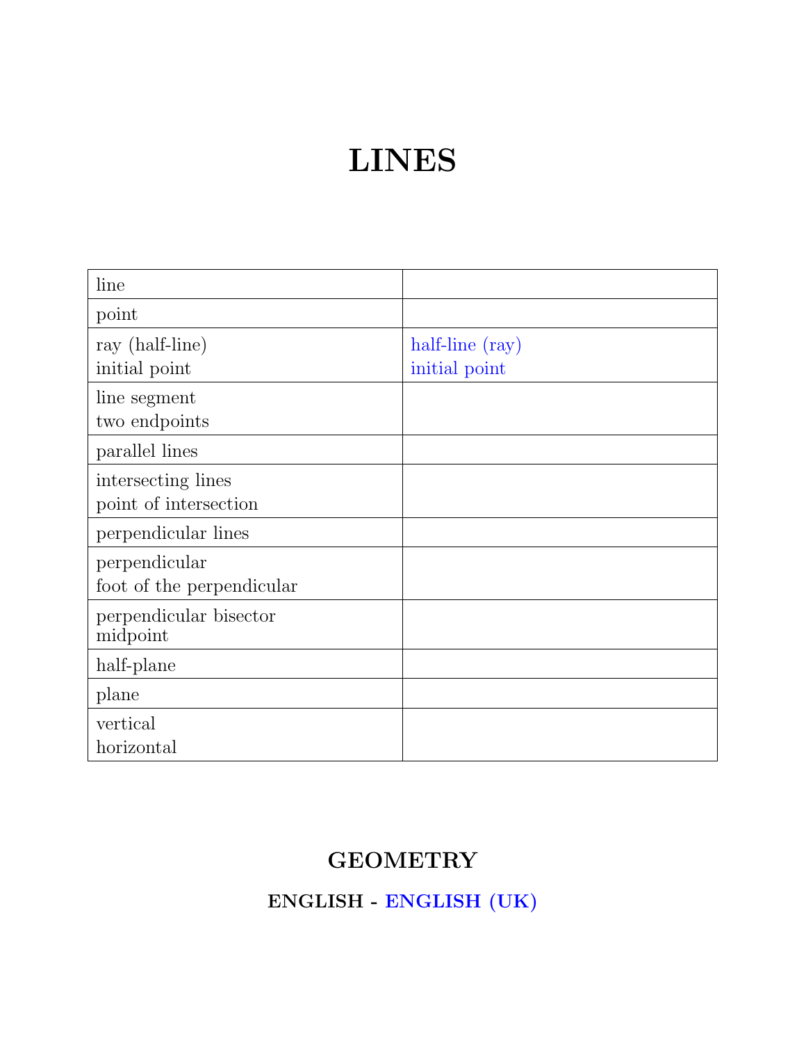# LINES

| | |
|---|---|
| line | |
| point | |
| ray (half-line)<br>initial point | half-line (ray)<br>initial point |
| line segment<br>two endpoints | |
| parallel lines | |
| intersecting lines<br>point of intersection | |
| perpendicular lines | |
| perpendicular<br>foot of the perpendicular | |
| perpendicular bisector<br>midpoint | |
| half-plane | |
| plane | |
| vertical<br>horizontal | |

## GEOMETRY

### ENGLISH - ENGLISH (UK)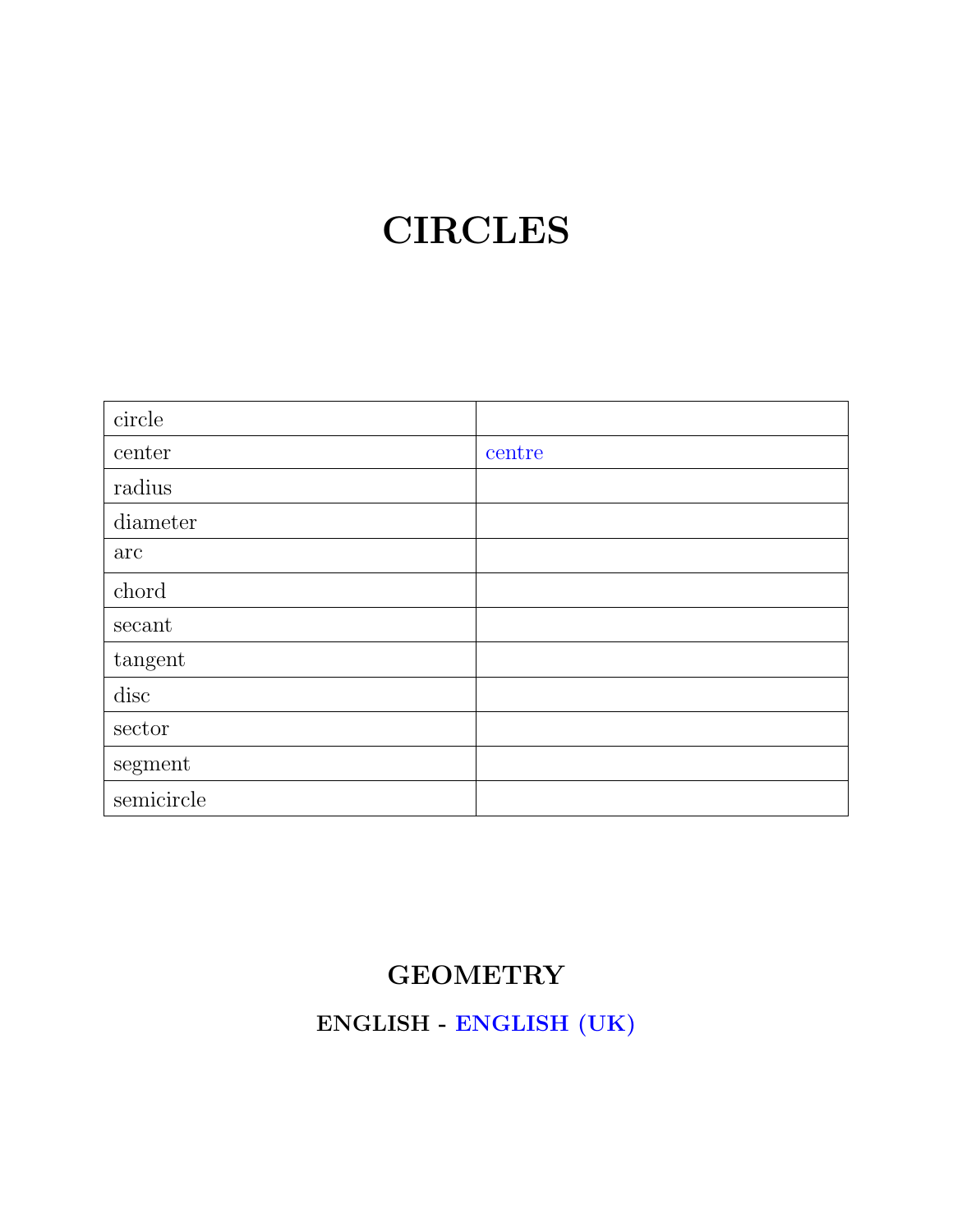# CIRCLES

| circle | |
|---|---|
| center | centre |
| radius | |
| diameter | |
| arc | |
| chord | |
| secant | |
| tangent | |
| disc | |
| sector | |
| segment | |
| semicircle | |

## GEOMETRY

### ENGLISH - ENGLISH (UK)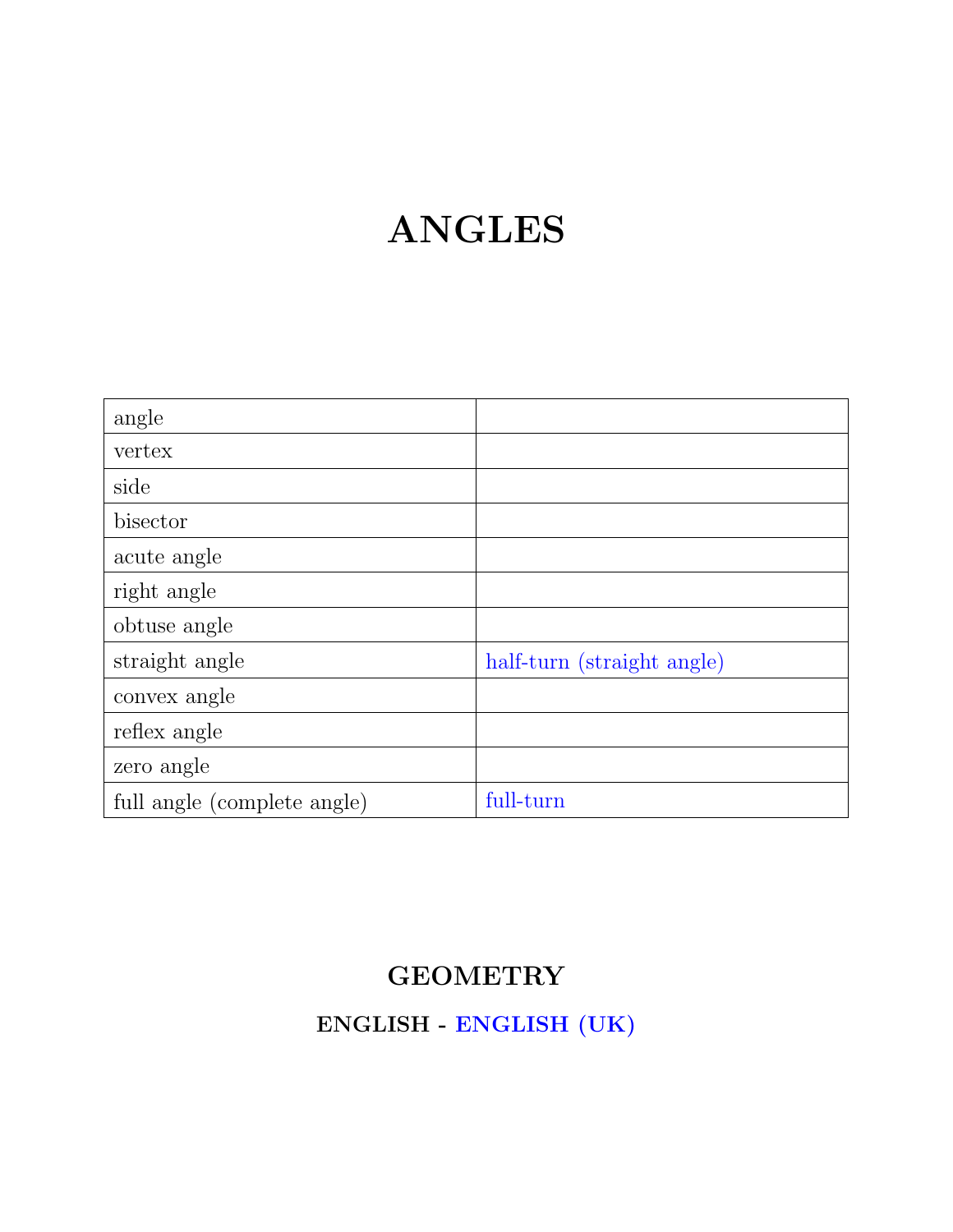# ANGLES

| angle | |
|---|---|
| vertex | |
| side | |
| bisector | |
| acute angle | |
| right angle | |
| obtuse angle | |
| straight angle | half-turn (straight angle) |
| convex angle | |
| reflex angle | |
| zero angle | |
| full angle (complete angle) | full-turn |

## GEOMETRY

### ENGLISH - ENGLISH (UK)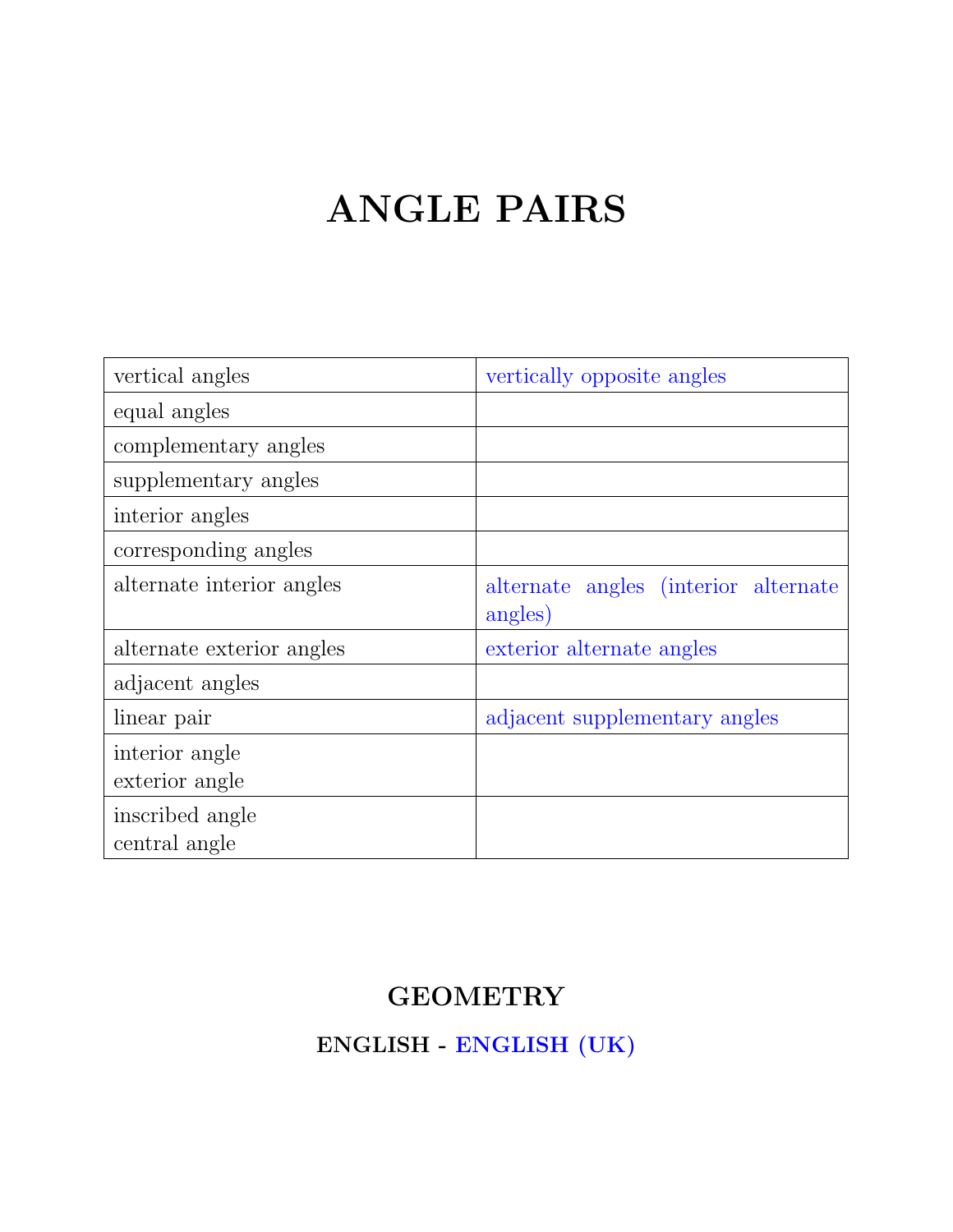# ANGLE PAIRS

| | |
|---|---|
| vertical angles | vertically opposite angles |
| equal angles | |
| complementary angles | |
| supplementary angles | |
| interior angles | |
| corresponding angles | |
| alternate interior angles | alternate angles (interior alternate angles) |
| alternate exterior angles | exterior alternate angles |
| adjacent angles | |
| linear pair | adjacent supplementary angles |
| interior angle<br>exterior angle | |
| inscribed angle<br>central angle | |

## GEOMETRY

### ENGLISH - ENGLISH (UK)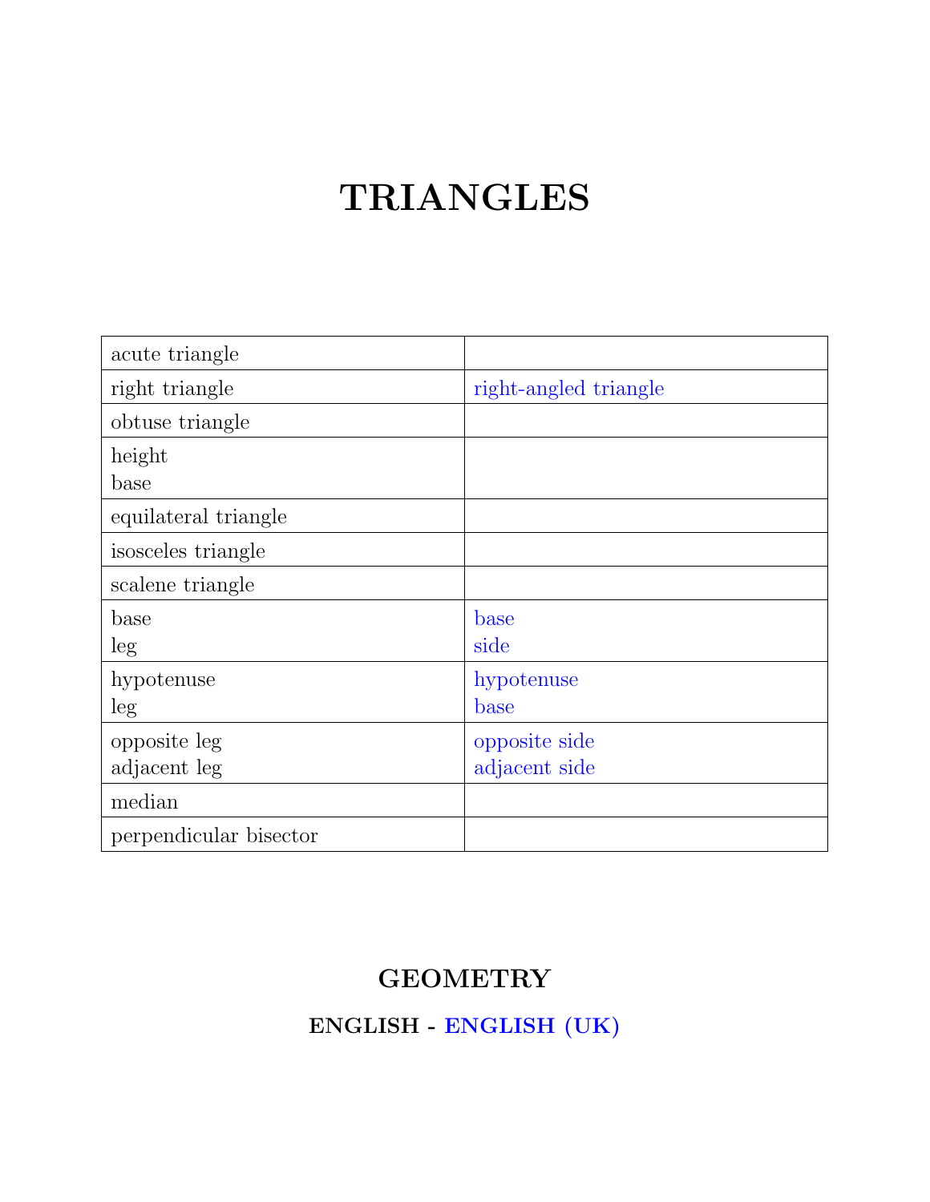# TRIANGLES

| | |
|---|---|
| acute triangle | |
| right triangle | right-angled triangle |
| obtuse triangle | |
| height<br>base | |
| equilateral triangle | |
| isosceles triangle | |
| scalene triangle | |
| base<br>leg | base<br>side |
| hypotenuse<br>leg | hypotenuse<br>base |
| opposite leg<br>adjacent leg | opposite side<br>adjacent side |
| median | |
| perpendicular bisector | |

## GEOMETRY

### ENGLISH - ENGLISH (UK)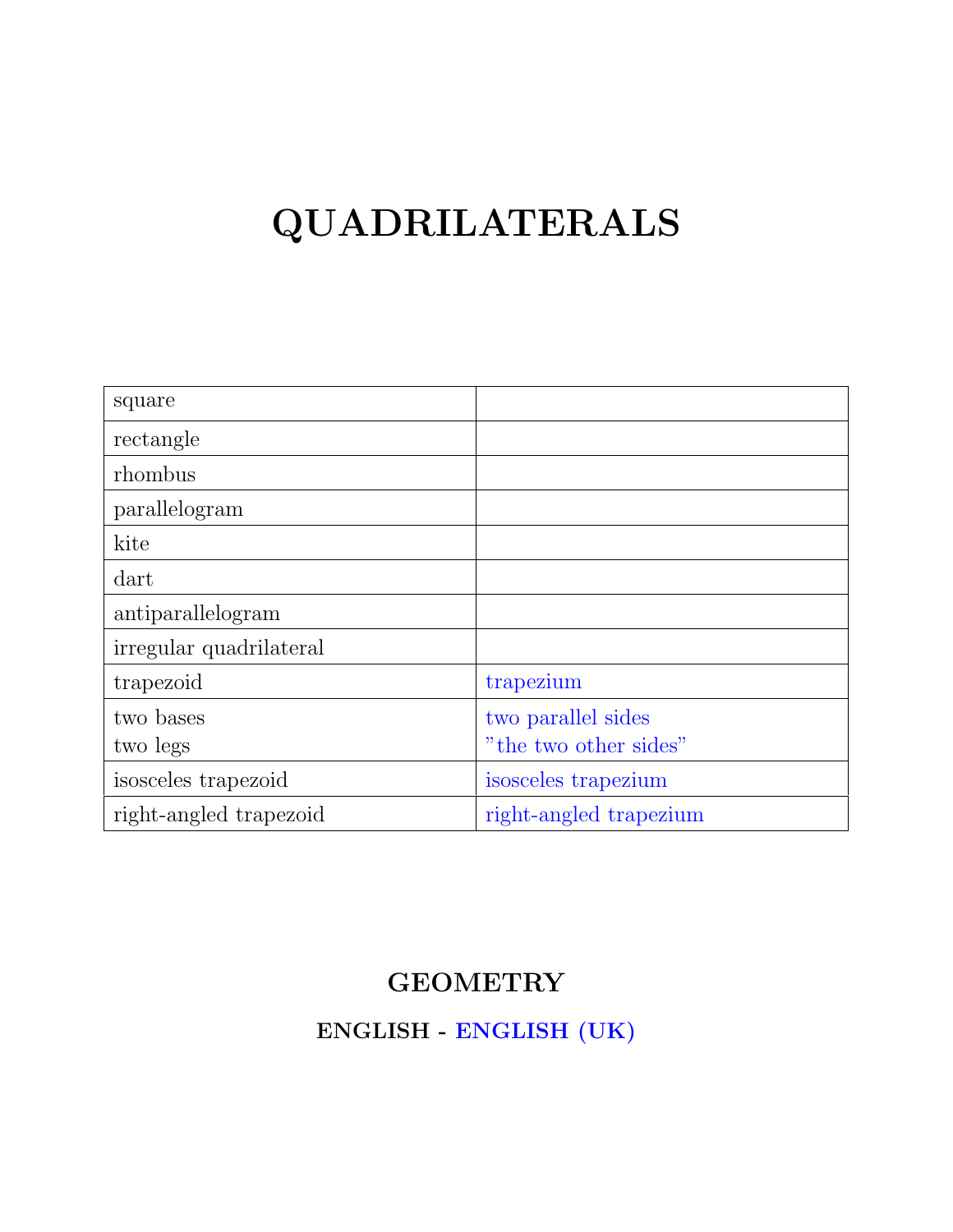# QUADRILATERALS

| | |
|---|---|
| square | |
| rectangle | |
| rhombus | |
| parallelogram | |
| kite | |
| dart | |
| antiparallelogram | |
| irregular quadrilateral | |
| trapezoid | trapezium |
| two bases<br>two legs | two parallel sides<br>"the two other sides" |
| isosceles trapezoid | isosceles trapezium |
| right-angled trapezoid | right-angled trapezium |

## GEOMETRY

### ENGLISH - ENGLISH (UK)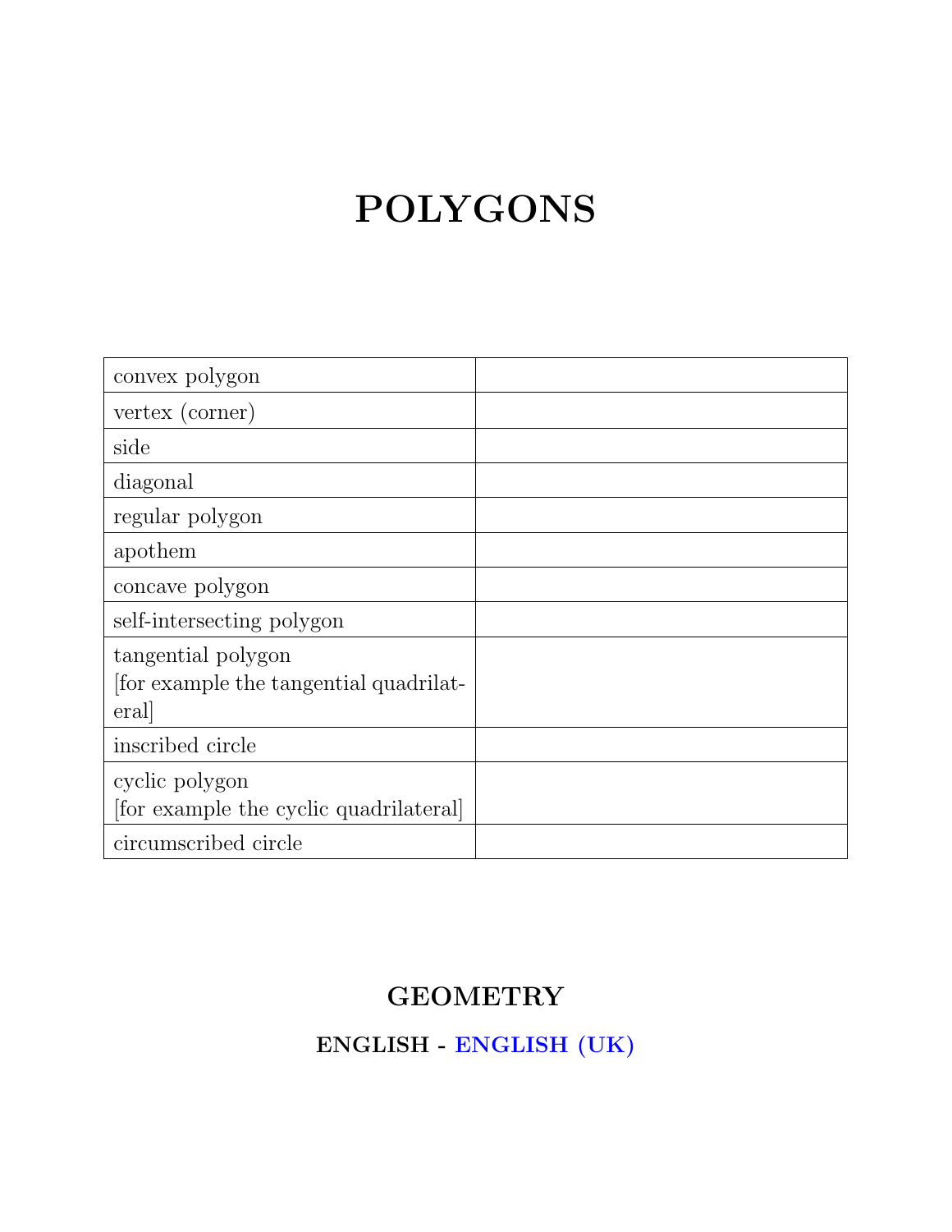# POLYGONS

| | |
|---|---|
| convex polygon | |
| vertex (corner) | |
| side | |
| diagonal | |
| regular polygon | |
| apothem | |
| concave polygon | |
| self-intersecting polygon | |
| tangential polygon [for example the tangential quadrilateral] | |
| inscribed circle | |
| cyclic polygon [for example the cyclic quadrilateral] | |
| circumscribed circle | |

## GEOMETRY

### ENGLISH - ENGLISH (UK)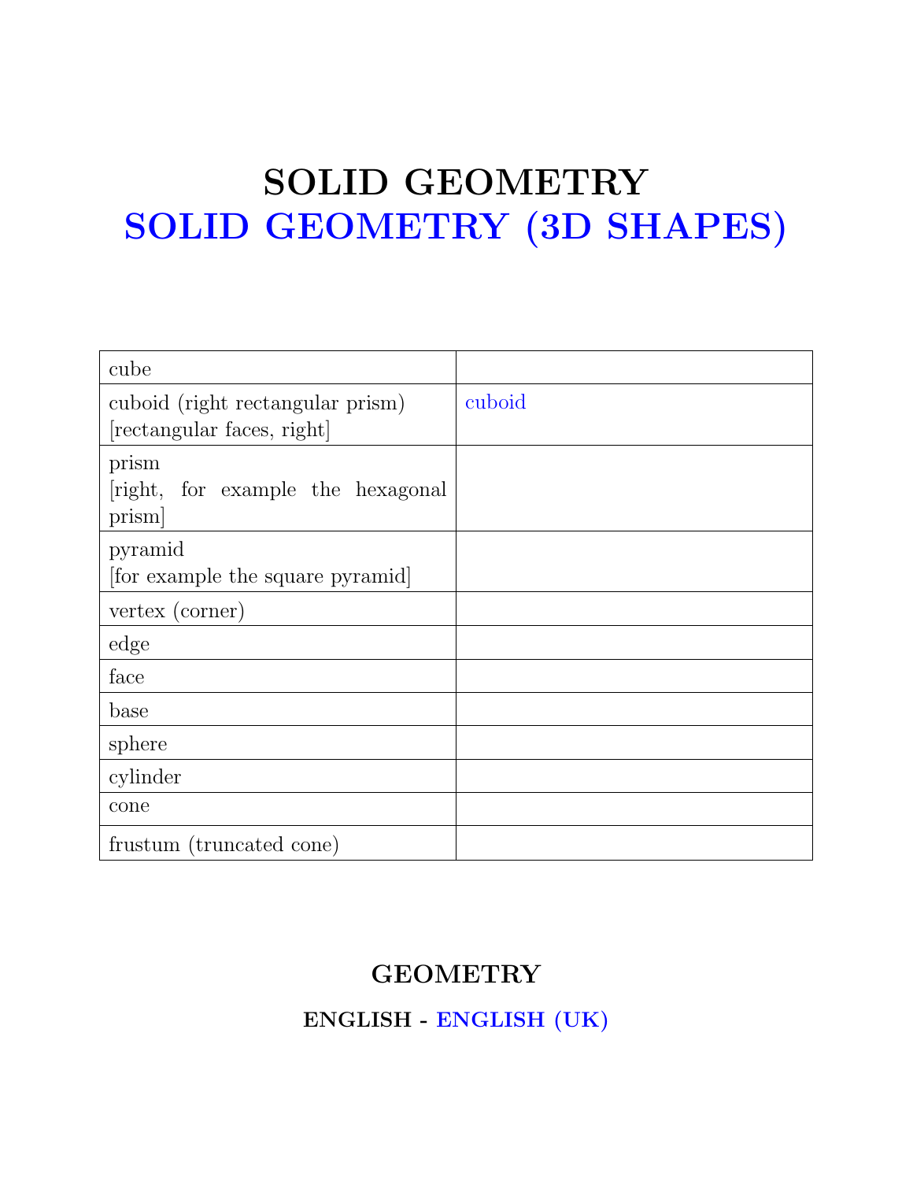# SOLID GEOMETRY
# SOLID GEOMETRY (3D SHAPES)

| | |
|---|---|
| cube | |
| cuboid (right rectangular prism) [rectangular faces, right] | cuboid |
| prism [right, for example the hexagonal prism] | |
| pyramid [for example the square pyramid] | |
| vertex (corner) | |
| edge | |
| face | |
| base | |
| sphere | |
| cylinder | |
| cone | |
| frustum (truncated cone) | |

**GEOMETRY**

**ENGLISH - ENGLISH (UK)**